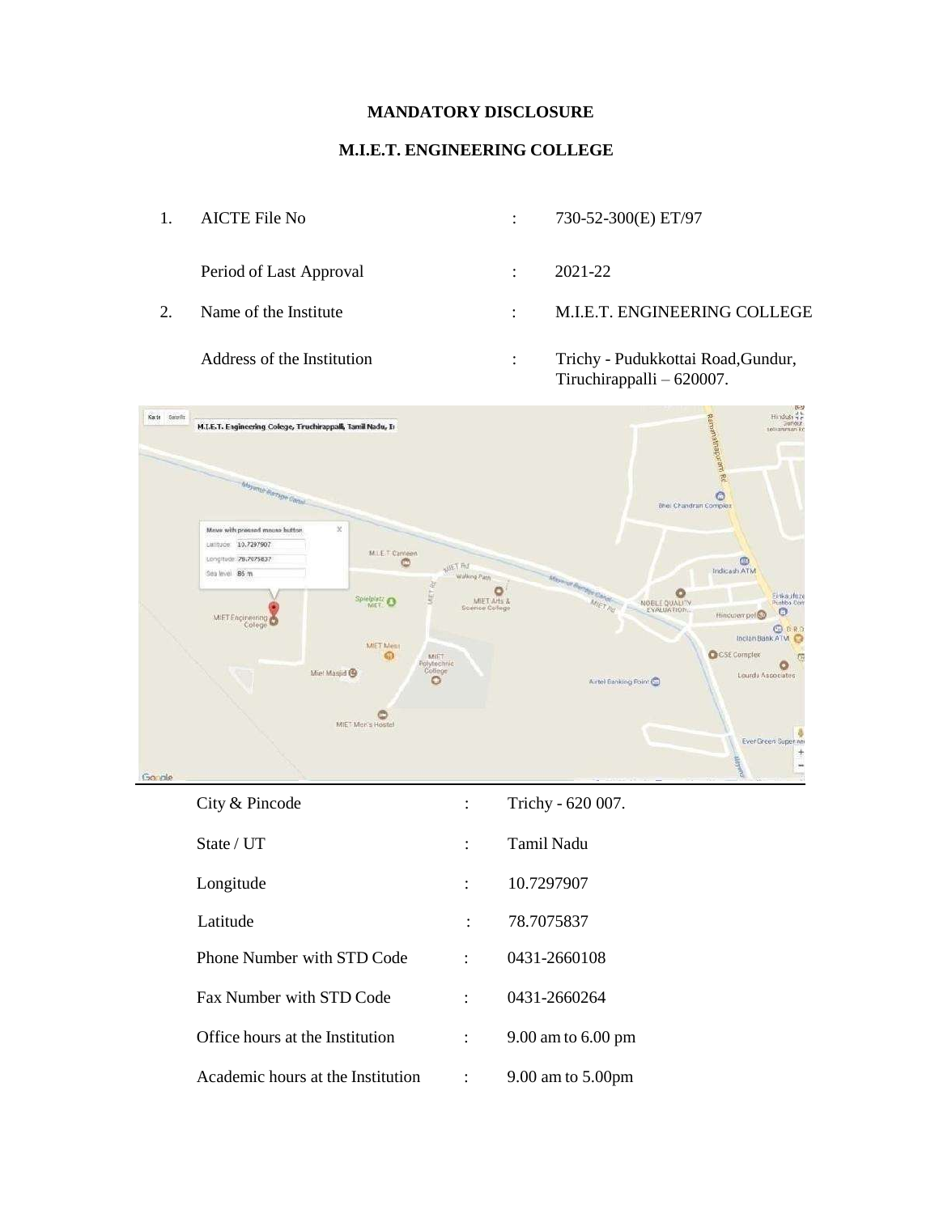**MANDATORY DISCLOSURE**

**M.I.E.T. ENGINEERING COLLEGE**

| | | | |
|---|---|---|---|
| 1. | AICTE File No | : | 730-52-300(E) ET/97 |
| | Period of Last Approval | : | 2021-22 |
| 2. | Name of the Institute | : | M.I.E.T. ENGINEERING COLLEGE |
| | Address of the Institution | : | Trichy - Pudukkottai Road,Gundur, Tiruchirappalli – 620007. |

| | | |
|---|---|---|
| City & Pincode | : | Trichy - 620 007. |
| State / UT | : | Tamil Nadu |
| Longitude | : | 10.7297907 |
| Latitude | : | 78.7075837 |
| Phone Number with STD Code | : | 0431-2660108 |
| Fax Number with STD Code | : | 0431-2660264 |
| Office hours at the Institution | : | 9.00 am to 6.00 pm |
| Academic hours at the Institution | : | 9.00 am to 5.00pm |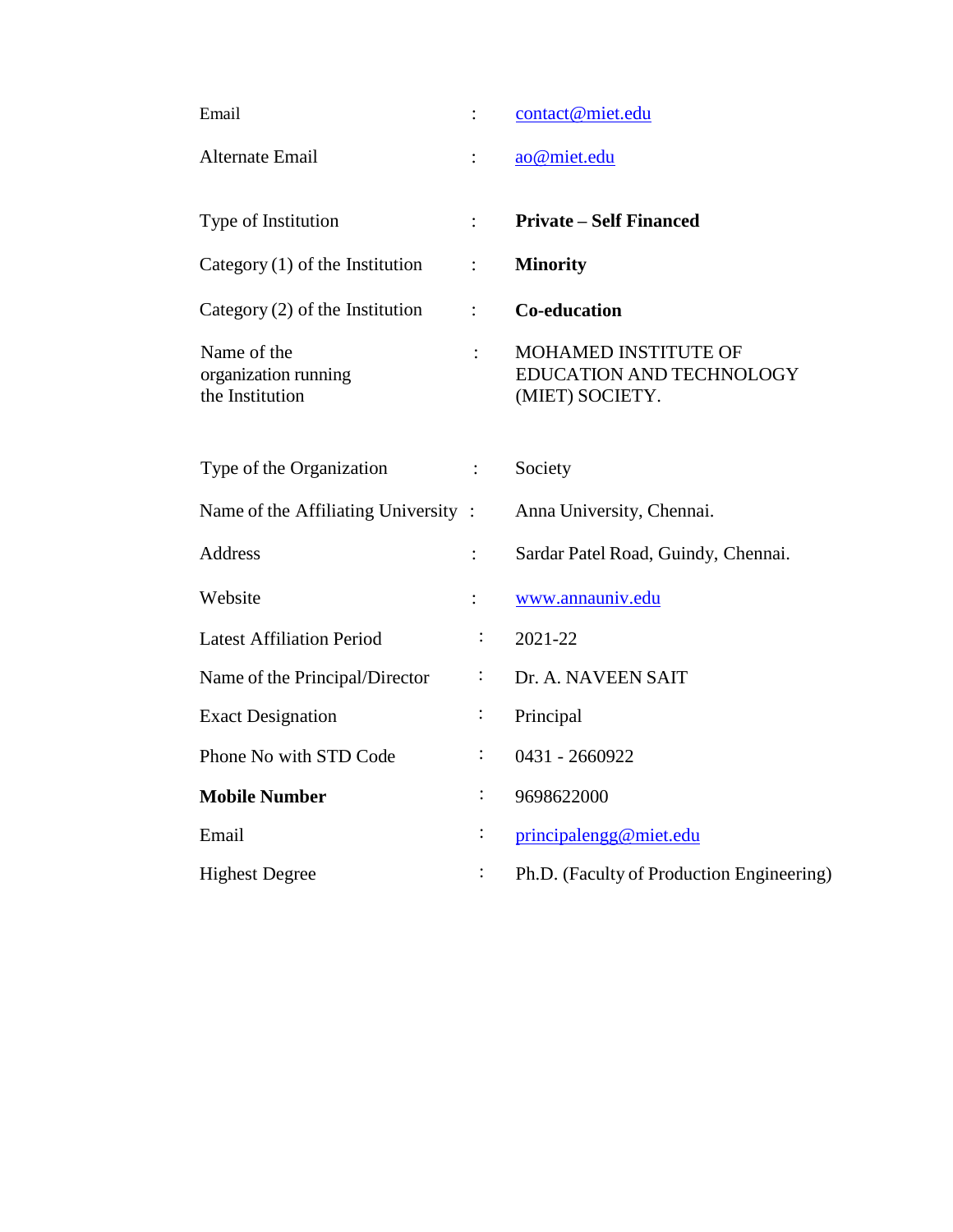| | | |
|---|---|---|
| Email | : | contact@miet.edu |
| Alternate Email | : | ao@miet.edu |
| Type of Institution | : | **Private – Self Financed** |
| Category (1) of the Institution | : | **Minority** |
| Category (2) of the Institution | : | **Co-education** |
| Name of the organization running the Institution | : | MOHAMED INSTITUTE OF EDUCATION AND TECHNOLOGY (MIET) SOCIETY. |
| Type of the Organization | : | Society |
| Name of the Affiliating University | : | Anna University, Chennai. |
| Address | : | Sardar Patel Road, Guindy, Chennai. |
| Website | : | www.annauniv.edu |
| Latest Affiliation Period | : | 2021-22 |
| Name of the Principal/Director | : | Dr. A. NAVEEN SAIT |
| Exact Designation | : | Principal |
| Phone No with STD Code | : | 0431 - 2660922 |
| **Mobile Number** | : | 9698622000 |
| Email | : | principalengg@miet.edu |
| Highest Degree | : | Ph.D. (Faculty of Production Engineering) |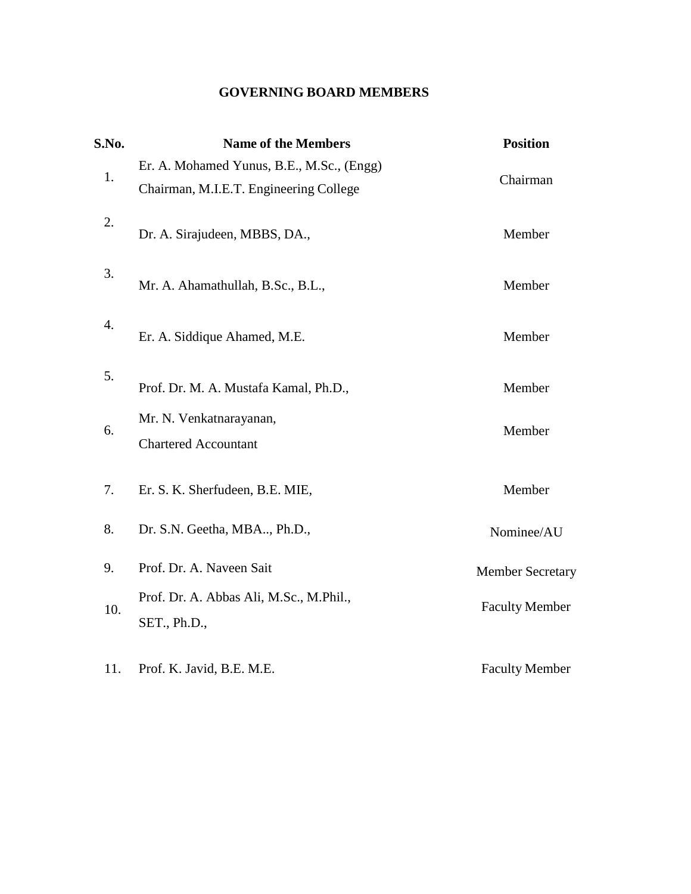# GOVERNING BOARD MEMBERS

| S.No. | Name of the Members | Position |
|---|---|---|
| 1. | Er. A. Mohamed Yunus, B.E., M.Sc., (Engg) Chairman, M.I.E.T. Engineering College | Chairman |
| 2. | Dr. A. Sirajudeen, MBBS, DA., | Member |
| 3. | Mr. A. Ahamathullah, B.Sc., B.L., | Member |
| 4. | Er. A. Siddique Ahamed, M.E. | Member |
| 5. | Prof. Dr. M. A. Mustafa Kamal, Ph.D., | Member |
| 6. | Mr. N. Venkatnarayanan, Chartered Accountant | Member |
| 7. | Er. S. K. Sherfudeen, B.E. MIE, | Member |
| 8. | Dr. S.N. Geetha, MBA.., Ph.D., | Nominee/AU |
| 9. | Prof. Dr. A. Naveen Sait | Member Secretary |
| 10. | Prof. Dr. A. Abbas Ali, M.Sc., M.Phil., SET., Ph.D., | Faculty Member |
| 11. | Prof. K. Javid, B.E. M.E. | Faculty Member |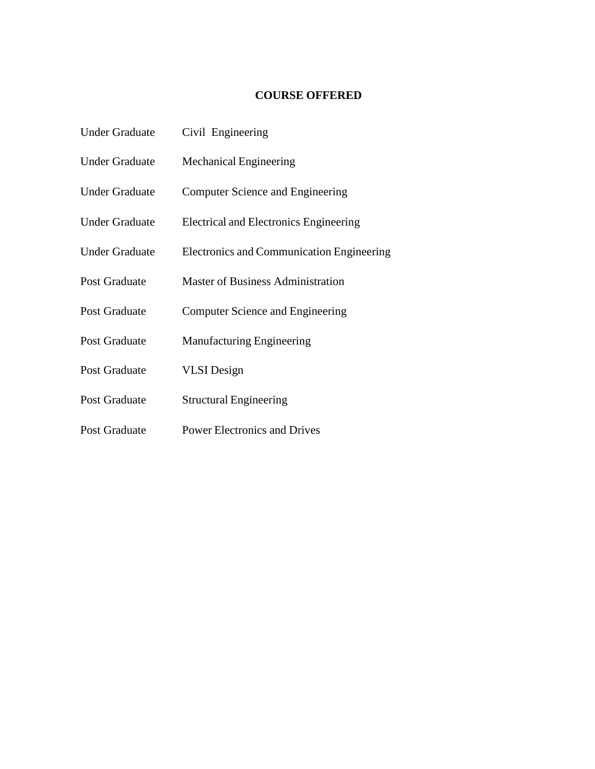## COURSE OFFERED

| | |
|---|---|
| Under Graduate | Civil Engineering |
| Under Graduate | Mechanical Engineering |
| Under Graduate | Computer Science and Engineering |
| Under Graduate | Electrical and Electronics Engineering |
| Under Graduate | Electronics and Communication Engineering |
| Post Graduate | Master of Business Administration |
| Post Graduate | Computer Science and Engineering |
| Post Graduate | Manufacturing Engineering |
| Post Graduate | VLSI Design |
| Post Graduate | Structural Engineering |
| Post Graduate | Power Electronics and Drives |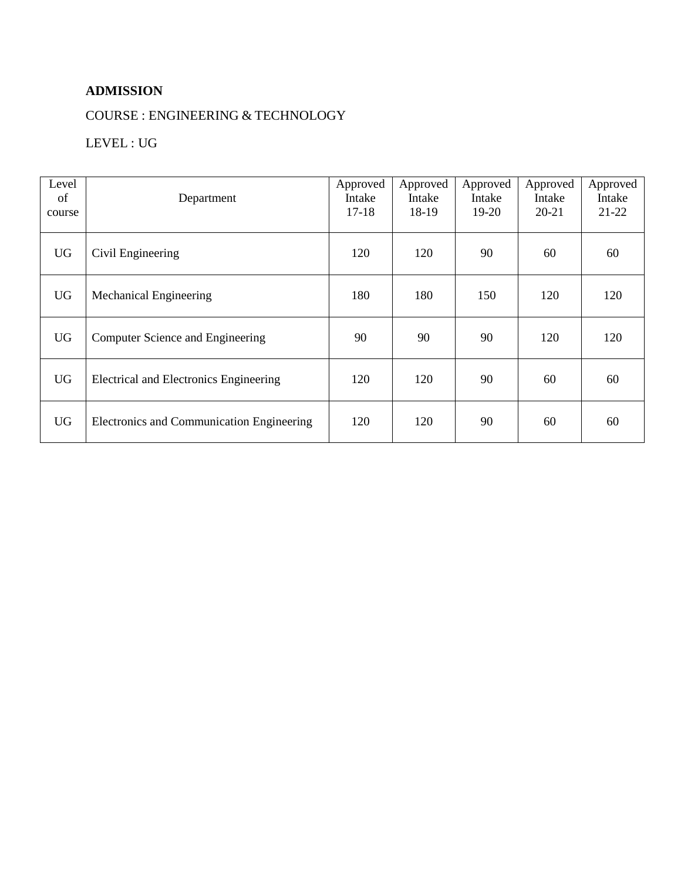**ADMISSION**

COURSE : ENGINEERING & TECHNOLOGY

LEVEL : UG

| Level of course | Department | Approved Intake 17-18 | Approved Intake 18-19 | Approved Intake 19-20 | Approved Intake 20-21 | Approved Intake 21-22 |
|---|---|---|---|---|---|---|
| UG | Civil Engineering | 120 | 120 | 90 | 60 | 60 |
| UG | Mechanical Engineering | 180 | 180 | 150 | 120 | 120 |
| UG | Computer Science and Engineering | 90 | 90 | 90 | 120 | 120 |
| UG | Electrical and Electronics Engineering | 120 | 120 | 90 | 60 | 60 |
| UG | Electronics and Communication Engineering | 120 | 120 | 90 | 60 | 60 |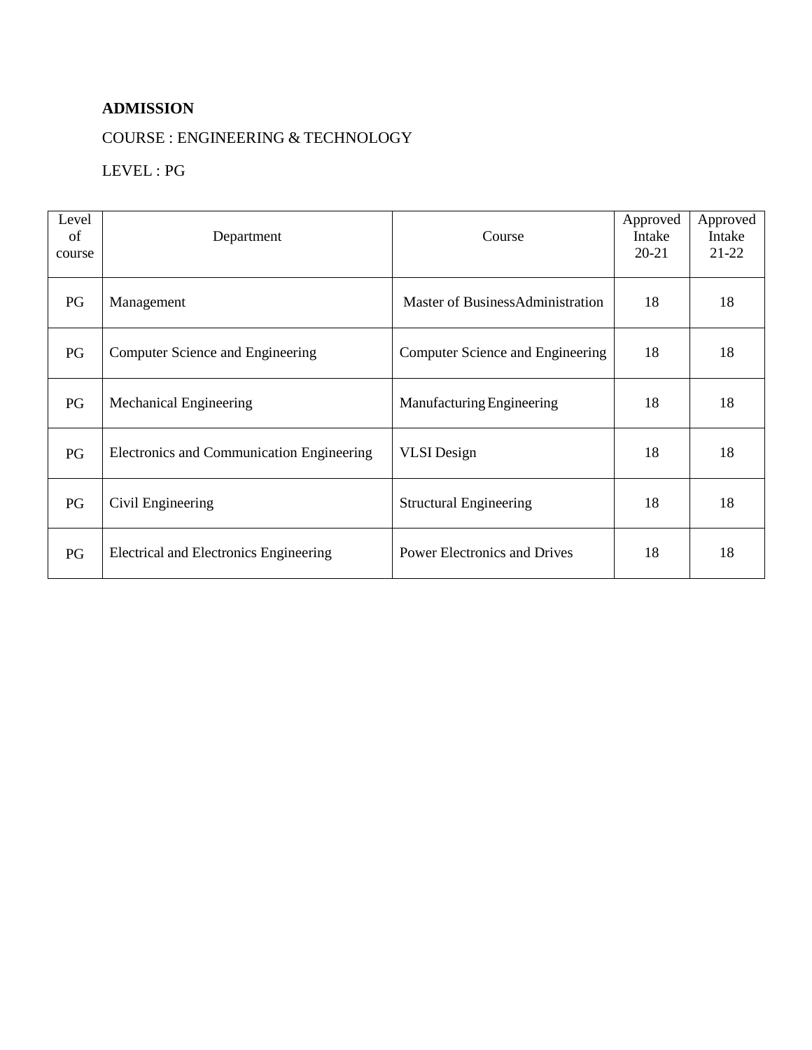**ADMISSION**

COURSE : ENGINEERING & TECHNOLOGY

LEVEL : PG

| Level of course | Department | Course | Approved Intake 20-21 | Approved Intake 21-22 |
|---|---|---|---|---|
| PG | Management | Master of BusinessAdministration | 18 | 18 |
| PG | Computer Science and Engineering | Computer Science and Engineering | 18 | 18 |
| PG | Mechanical Engineering | Manufacturing Engineering | 18 | 18 |
| PG | Electronics and Communication Engineering | VLSI Design | 18 | 18 |
| PG | Civil Engineering | Structural Engineering | 18 | 18 |
| PG | Electrical and Electronics Engineering | Power Electronics and Drives | 18 | 18 |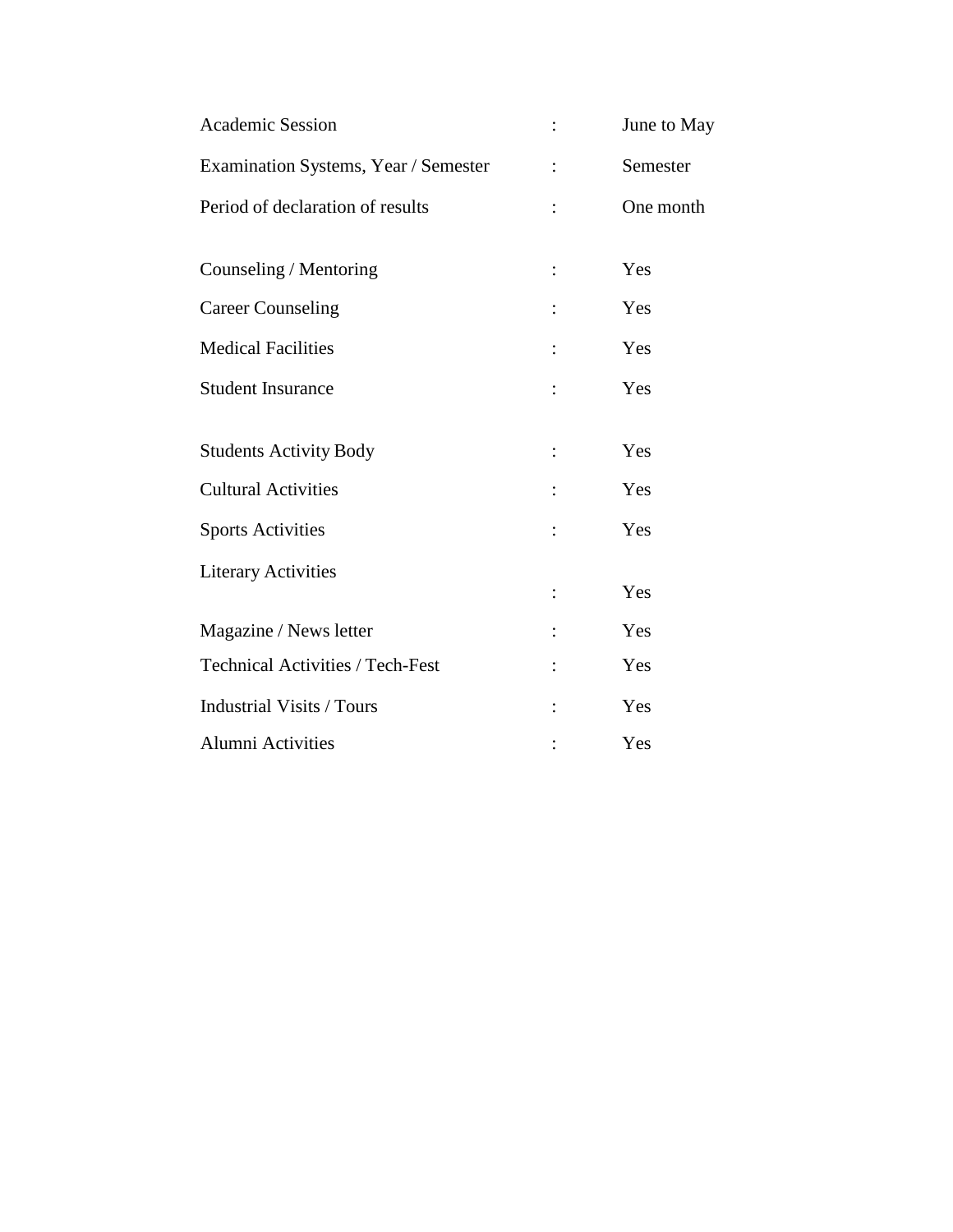| | | |
|---|---|---|
| Academic Session | : | June to May |
| Examination Systems, Year / Semester | : | Semester |
| Period of declaration of results | : | One month |
| Counseling / Mentoring | : | Yes |
| Career Counseling | : | Yes |
| Medical Facilities | : | Yes |
| Student Insurance | : | Yes |
| Students Activity Body | : | Yes |
| Cultural Activities | : | Yes |
| Sports Activities | : | Yes |
| Literary Activities | : | Yes |
| Magazine / News letter | : | Yes |
| Technical Activities / Tech-Fest | : | Yes |
| Industrial Visits / Tours | : | Yes |
| Alumni Activities | : | Yes |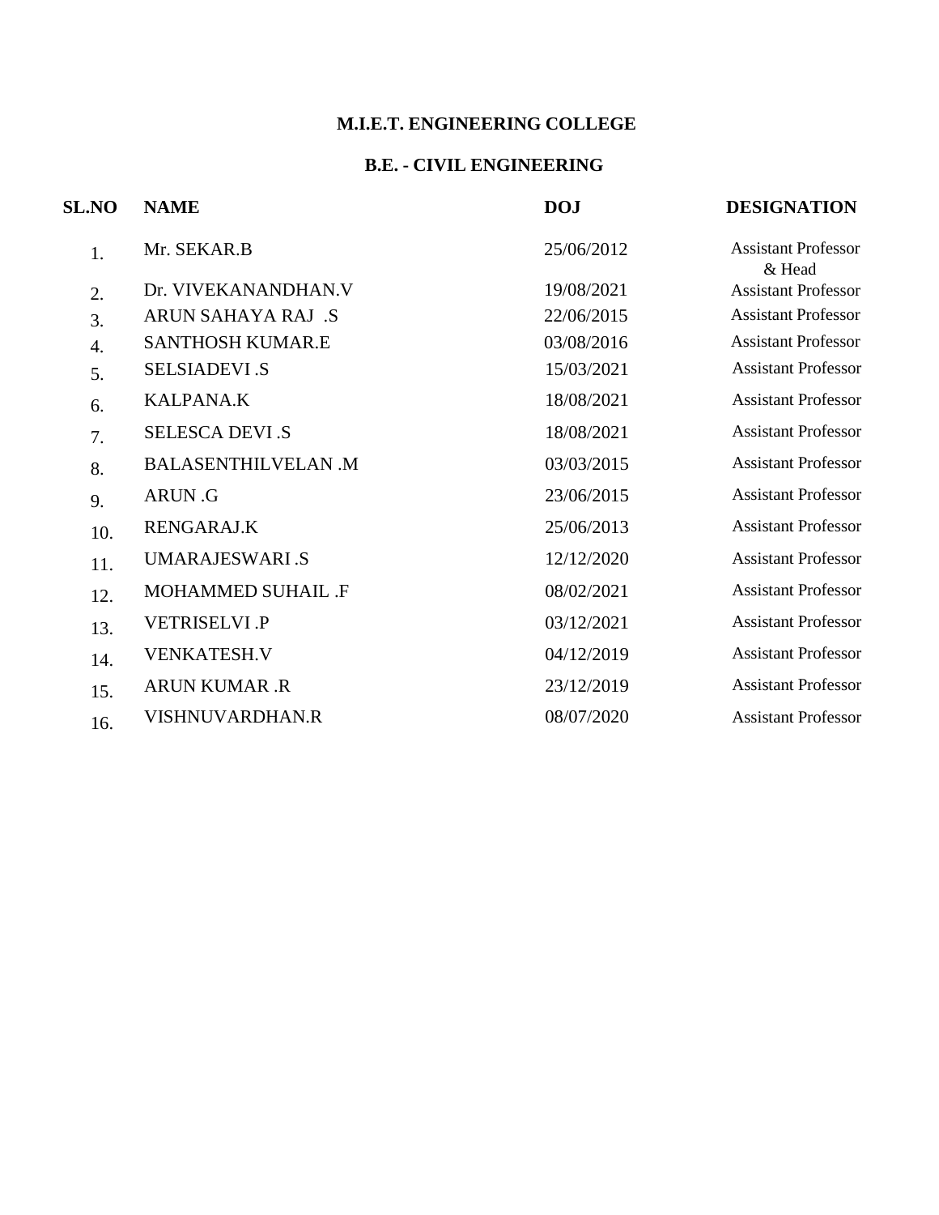**M.I.E.T. ENGINEERING COLLEGE**

**B.E. - CIVIL ENGINEERING**

| SL.NO | NAME | DOJ | DESIGNATION |
|---|---|---|---|
| 1. | Mr. SEKAR.B | 25/06/2012 | Assistant Professor & Head |
| 2. | Dr. VIVEKANANDHAN.V | 19/08/2021 | Assistant Professor |
| 3. | ARUN SAHAYA RAJ .S | 22/06/2015 | Assistant Professor |
| 4. | SANTHOSH KUMAR.E | 03/08/2016 | Assistant Professor |
| 5. | SELSIADEVI .S | 15/03/2021 | Assistant Professor |
| 6. | KALPANA.K | 18/08/2021 | Assistant Professor |
| 7. | SELESCA DEVI .S | 18/08/2021 | Assistant Professor |
| 8. | BALASENTHILVELAN .M | 03/03/2015 | Assistant Professor |
| 9. | ARUN .G | 23/06/2015 | Assistant Professor |
| 10. | RENGARAJ.K | 25/06/2013 | Assistant Professor |
| 11. | UMARAJESWARI .S | 12/12/2020 | Assistant Professor |
| 12. | MOHAMMED SUHAIL .F | 08/02/2021 | Assistant Professor |
| 13. | VETRISELVI .P | 03/12/2021 | Assistant Professor |
| 14. | VENKATESH.V | 04/12/2019 | Assistant Professor |
| 15. | ARUN KUMAR .R | 23/12/2019 | Assistant Professor |
| 16. | VISHNUVARDHAN.R | 08/07/2020 | Assistant Professor |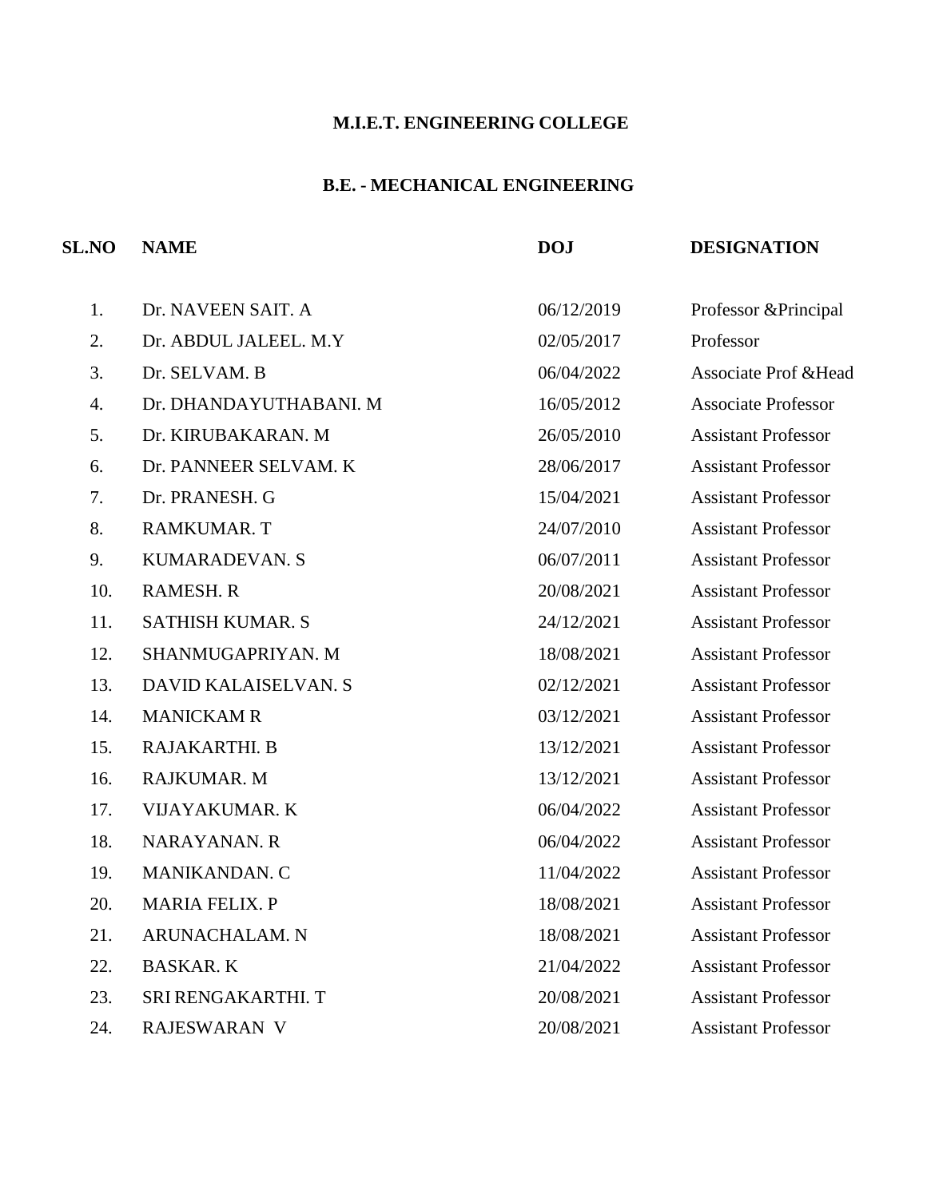# M.I.E.T. ENGINEERING COLLEGE

## B.E. - MECHANICAL ENGINEERING

| SL.NO | NAME | DOJ | DESIGNATION |
|---|---|---|---|
| 1. | Dr. NAVEEN SAIT. A | 06/12/2019 | Professor &Principal |
| 2. | Dr. ABDUL JALEEL. M.Y | 02/05/2017 | Professor |
| 3. | Dr. SELVAM. B | 06/04/2022 | Associate Prof &Head |
| 4. | Dr. DHANDAYUTHABANI. M | 16/05/2012 | Associate Professor |
| 5. | Dr. KIRUBAKARAN. M | 26/05/2010 | Assistant Professor |
| 6. | Dr. PANNEER SELVAM. K | 28/06/2017 | Assistant Professor |
| 7. | Dr. PRANESH. G | 15/04/2021 | Assistant Professor |
| 8. | RAMKUMAR. T | 24/07/2010 | Assistant Professor |
| 9. | KUMARADEVAN. S | 06/07/2011 | Assistant Professor |
| 10. | RAMESH. R | 20/08/2021 | Assistant Professor |
| 11. | SATHISH KUMAR. S | 24/12/2021 | Assistant Professor |
| 12. | SHANMUGAPRIYAN. M | 18/08/2021 | Assistant Professor |
| 13. | DAVID KALAISELVAN. S | 02/12/2021 | Assistant Professor |
| 14. | MANICKAM R | 03/12/2021 | Assistant Professor |
| 15. | RAJAKARTHI. B | 13/12/2021 | Assistant Professor |
| 16. | RAJKUMAR. M | 13/12/2021 | Assistant Professor |
| 17. | VIJAYAKUMAR. K | 06/04/2022 | Assistant Professor |
| 18. | NARAYANAN. R | 06/04/2022 | Assistant Professor |
| 19. | MANIKANDAN. C | 11/04/2022 | Assistant Professor |
| 20. | MARIA FELIX. P | 18/08/2021 | Assistant Professor |
| 21. | ARUNACHALAM. N | 18/08/2021 | Assistant Professor |
| 22. | BASKAR. K | 21/04/2022 | Assistant Professor |
| 23. | SRI RENGAKARTHI. T | 20/08/2021 | Assistant Professor |
| 24. | RAJESWARAN V | 20/08/2021 | Assistant Professor |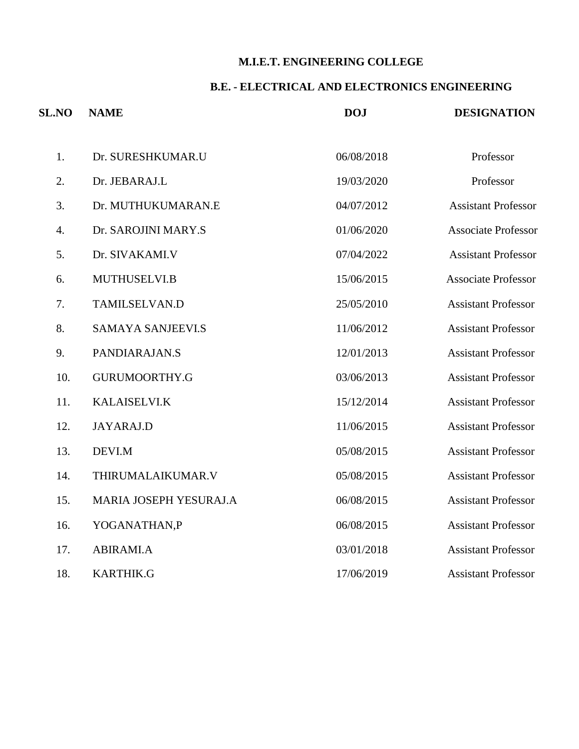**M.I.E.T. ENGINEERING COLLEGE**

**B.E. - ELECTRICAL AND ELECTRONICS ENGINEERING**

| SL.NO | NAME | DOJ | DESIGNATION |
|---|---|---|---|
| 1. | Dr. SURESHKUMAR.U | 06/08/2018 | Professor |
| 2. | Dr. JEBARAJ.L | 19/03/2020 | Professor |
| 3. | Dr. MUTHUKUMARAN.E | 04/07/2012 | Assistant Professor |
| 4. | Dr. SAROJINI MARY.S | 01/06/2020 | Associate Professor |
| 5. | Dr. SIVAKAMI.V | 07/04/2022 | Assistant Professor |
| 6. | MUTHUSELVI.B | 15/06/2015 | Associate Professor |
| 7. | TAMILSELVAN.D | 25/05/2010 | Assistant Professor |
| 8. | SAMAYA SANJEEVI.S | 11/06/2012 | Assistant Professor |
| 9. | PANDIARAJAN.S | 12/01/2013 | Assistant Professor |
| 10. | GURUMOORTHY.G | 03/06/2013 | Assistant Professor |
| 11. | KALAISELVI.K | 15/12/2014 | Assistant Professor |
| 12. | JAYARAJ.D | 11/06/2015 | Assistant Professor |
| 13. | DEVI.M | 05/08/2015 | Assistant Professor |
| 14. | THIRUMALAIKUMAR.V | 05/08/2015 | Assistant Professor |
| 15. | MARIA JOSEPH YESURAJ.A | 06/08/2015 | Assistant Professor |
| 16. | YOGANATHAN,P | 06/08/2015 | Assistant Professor |
| 17. | ABIRAMI.A | 03/01/2018 | Assistant Professor |
| 18. | KARTHIK.G | 17/06/2019 | Assistant Professor |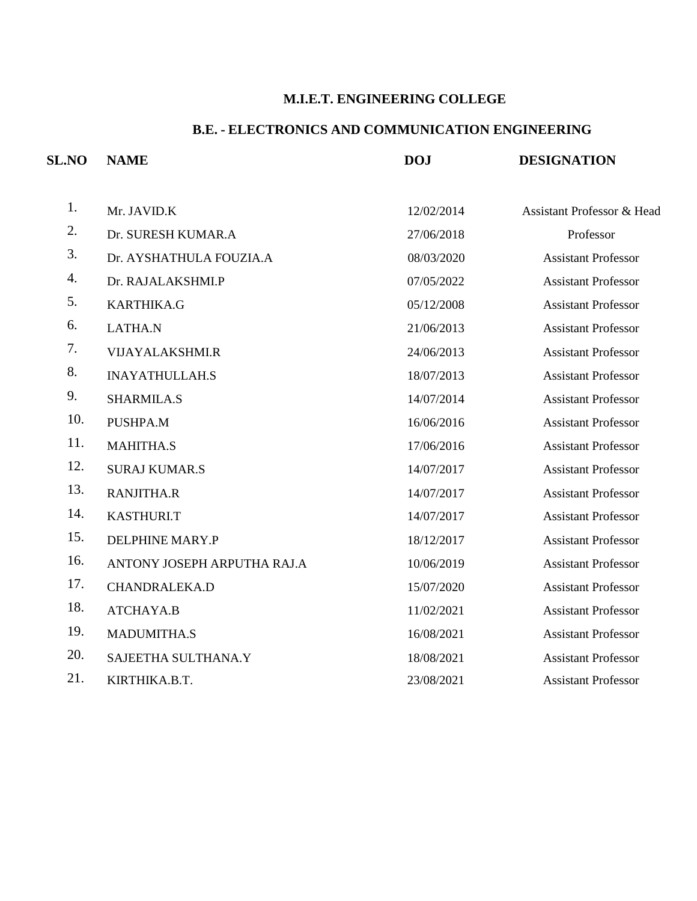## M.I.E.T. ENGINEERING COLLEGE

## B.E. - ELECTRONICS AND COMMUNICATION ENGINEERING

| SL.NO | NAME | DOJ | DESIGNATION |
|---|---|---|---|
| 1. | Mr. JAVID.K | 12/02/2014 | Assistant Professor & Head |
| 2. | Dr. SURESH KUMAR.A | 27/06/2018 | Professor |
| 3. | Dr. AYSHATHULA FOUZIA.A | 08/03/2020 | Assistant Professor |
| 4. | Dr. RAJALAKSHMI.P | 07/05/2022 | Assistant Professor |
| 5. | KARTHIKA.G | 05/12/2008 | Assistant Professor |
| 6. | LATHA.N | 21/06/2013 | Assistant Professor |
| 7. | VIJAYALAKSHMI.R | 24/06/2013 | Assistant Professor |
| 8. | INAYATHULLAH.S | 18/07/2013 | Assistant Professor |
| 9. | SHARMILA.S | 14/07/2014 | Assistant Professor |
| 10. | PUSHPA.M | 16/06/2016 | Assistant Professor |
| 11. | MAHITHA.S | 17/06/2016 | Assistant Professor |
| 12. | SURAJ KUMAR.S | 14/07/2017 | Assistant Professor |
| 13. | RANJITHA.R | 14/07/2017 | Assistant Professor |
| 14. | KASTHURI.T | 14/07/2017 | Assistant Professor |
| 15. | DELPHINE MARY.P | 18/12/2017 | Assistant Professor |
| 16. | ANTONY JOSEPH ARPUTHA RAJ.A | 10/06/2019 | Assistant Professor |
| 17. | CHANDRALEKA.D | 15/07/2020 | Assistant Professor |
| 18. | ATCHAYA.B | 11/02/2021 | Assistant Professor |
| 19. | MADUMITHA.S | 16/08/2021 | Assistant Professor |
| 20. | SAJEETHA SULTHANA.Y | 18/08/2021 | Assistant Professor |
| 21. | KIRTHIKA.B.T. | 23/08/2021 | Assistant Professor |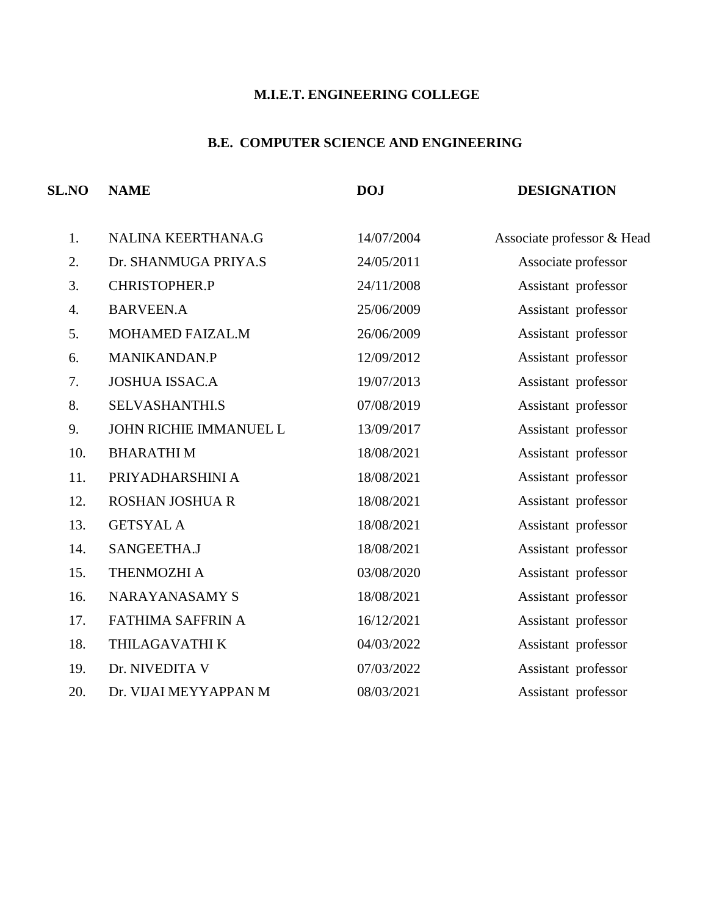**M.I.E.T. ENGINEERING COLLEGE**

**B.E. COMPUTER SCIENCE AND ENGINEERING**

| SL.NO | NAME | DOJ | DESIGNATION |
|---|---|---|---|
| 1. | NALINA KEERTHANA.G | 14/07/2004 | Associate professor & Head |
| 2. | Dr. SHANMUGA PRIYA.S | 24/05/2011 | Associate professor |
| 3. | CHRISTOPHER.P | 24/11/2008 | Assistant professor |
| 4. | BARVEEN.A | 25/06/2009 | Assistant professor |
| 5. | MOHAMED FAIZAL.M | 26/06/2009 | Assistant professor |
| 6. | MANIKANDAN.P | 12/09/2012 | Assistant professor |
| 7. | JOSHUA ISSAC.A | 19/07/2013 | Assistant professor |
| 8. | SELVASHANTHI.S | 07/08/2019 | Assistant professor |
| 9. | JOHN RICHIE IMMANUEL L | 13/09/2017 | Assistant professor |
| 10. | BHARATHI M | 18/08/2021 | Assistant professor |
| 11. | PRIYADHARSHINI A | 18/08/2021 | Assistant professor |
| 12. | ROSHAN JOSHUA R | 18/08/2021 | Assistant professor |
| 13. | GETSYAL A | 18/08/2021 | Assistant professor |
| 14. | SANGEETHA.J | 18/08/2021 | Assistant professor |
| 15. | THENMOZHI A | 03/08/2020 | Assistant professor |
| 16. | NARAYANASAMY S | 18/08/2021 | Assistant professor |
| 17. | FATHIMA SAFFRIN A | 16/12/2021 | Assistant professor |
| 18. | THILAGAVATHI K | 04/03/2022 | Assistant professor |
| 19. | Dr. NIVEDITA V | 07/03/2022 | Assistant professor |
| 20. | Dr. VIJAI MEYYAPPAN M | 08/03/2021 | Assistant professor |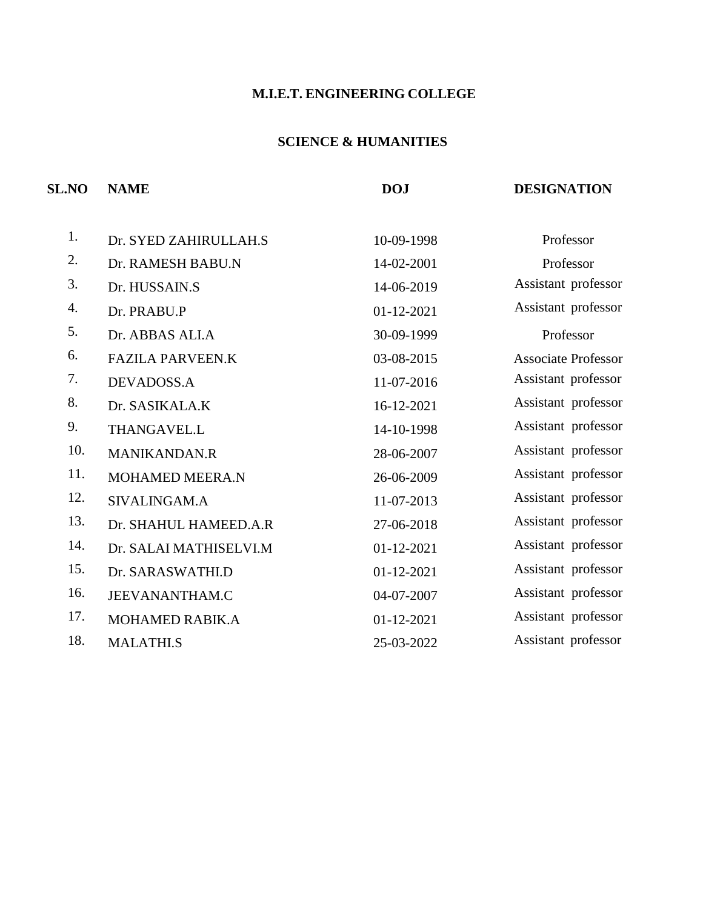**M.I.E.T. ENGINEERING COLLEGE**

**SCIENCE & HUMANITIES**

| SL.NO | NAME | DOJ | DESIGNATION |
|---|---|---|---|
| 1. | Dr. SYED ZAHIRULLAH.S | 10-09-1998 | Professor |
| 2. | Dr. RAMESH BABU.N | 14-02-2001 | Professor |
| 3. | Dr. HUSSAIN.S | 14-06-2019 | Assistant professor |
| 4. | Dr. PRABU.P | 01-12-2021 | Assistant professor |
| 5. | Dr. ABBAS ALI.A | 30-09-1999 | Professor |
| 6. | FAZILA PARVEEN.K | 03-08-2015 | Associate Professor |
| 7. | DEVADOSS.A | 11-07-2016 | Assistant professor |
| 8. | Dr. SASIKALA.K | 16-12-2021 | Assistant professor |
| 9. | THANGAVEL.L | 14-10-1998 | Assistant professor |
| 10. | MANIKANDAN.R | 28-06-2007 | Assistant professor |
| 11. | MOHAMED MEERA.N | 26-06-2009 | Assistant professor |
| 12. | SIVALINGAM.A | 11-07-2013 | Assistant professor |
| 13. | Dr. SHAHUL HAMEED.A.R | 27-06-2018 | Assistant professor |
| 14. | Dr. SALAI MATHISELVI.M | 01-12-2021 | Assistant professor |
| 15. | Dr. SARASWATHI.D | 01-12-2021 | Assistant professor |
| 16. | JEEVANANTHAM.C | 04-07-2007 | Assistant professor |
| 17. | MOHAMED RABIK.A | 01-12-2021 | Assistant professor |
| 18. | MALATHI.S | 25-03-2022 | Assistant professor |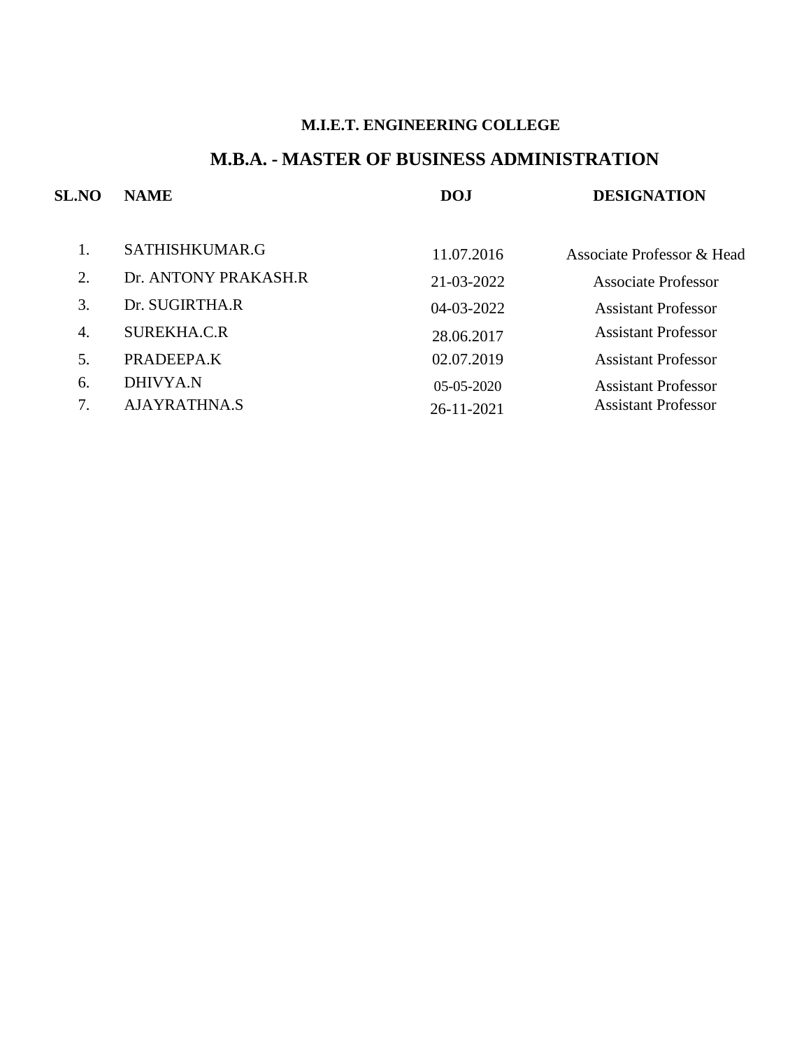**M.I.E.T. ENGINEERING COLLEGE**

## M.B.A. - MASTER OF BUSINESS ADMINISTRATION

| SL.NO | NAME | DOJ | DESIGNATION |
|---|---|---|---|
| 1. | SATHISHKUMAR.G | 11.07.2016 | Associate Professor & Head |
| 2. | Dr. ANTONY PRAKASH.R | 21-03-2022 | Associate Professor |
| 3. | Dr. SUGIRTHA.R | 04-03-2022 | Assistant Professor |
| 4. | SUREKHA.C.R | 28.06.2017 | Assistant Professor |
| 5. | PRADEEPA.K | 02.07.2019 | Assistant Professor |
| 6. | DHIVYA.N | 05-05-2020 | Assistant Professor |
| 7. | AJAYRATHNA.S | 26-11-2021 | Assistant Professor |